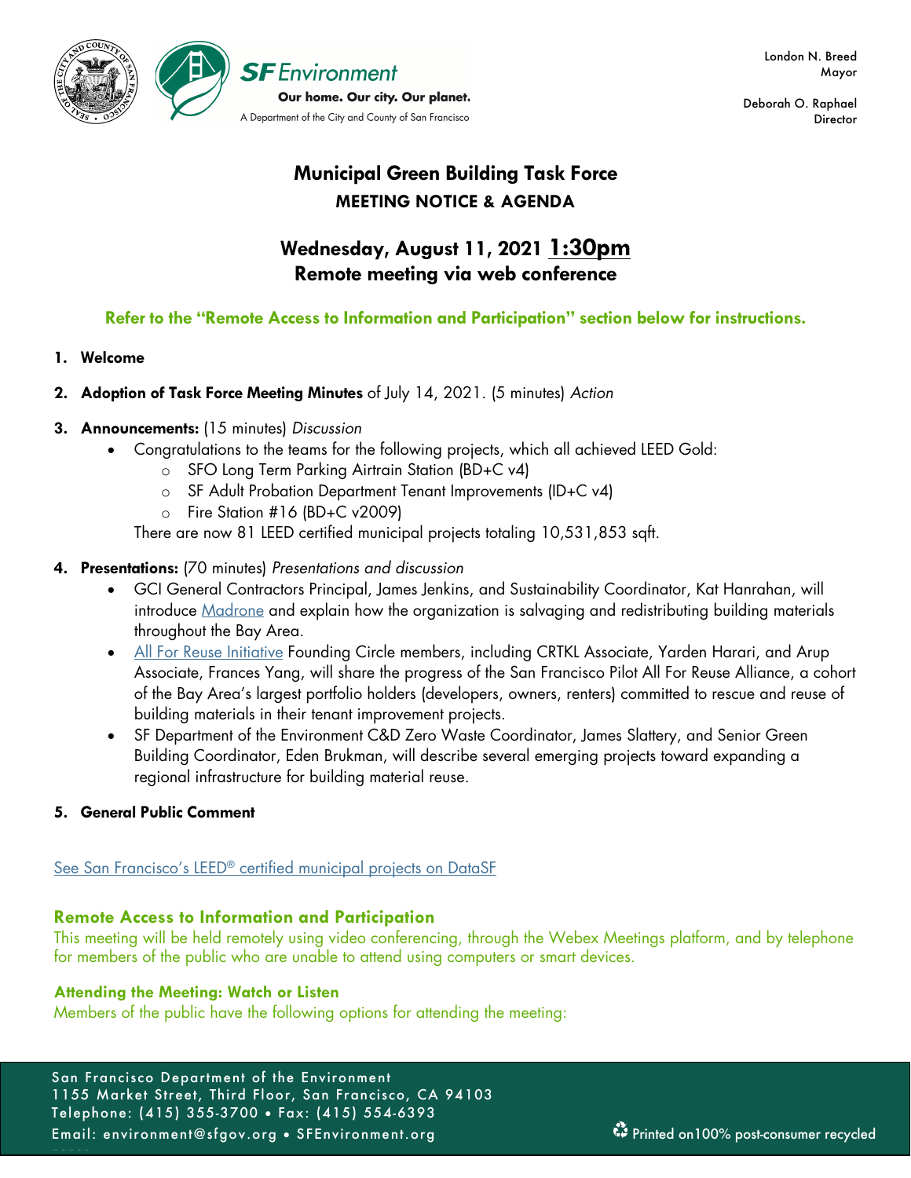SF Environment
**Our home. Our city. Our planet.**
A Department of the City and County of San Francisco

London N. Breed
Mayor

Deborah O. Raphael
Director

# Municipal Green Building Task Force

## MEETING NOTICE & AGENDA

## Wednesday, August 11, 2021 1:30pm
## Remote meeting via web conference

**Refer to the "Remote Access to Information and Participation" section below for instructions.**

1. **Welcome**
2. **Adoption of Task Force Meeting Minutes** of July 14, 2021. (5 minutes) *Action*
3. **Announcements:** (15 minutes) *Discussion*
   - Congratulations to the teams for the following projects, which all achieved LEED Gold:
     - SFO Long Term Parking Airtrain Station (BD+C v4)
     - SF Adult Probation Department Tenant Improvements (ID+C v4)
     - Fire Station #16 (BD+C v2009)

   There are now 81 LEED certified municipal projects totaling 10,531,853 sqft.
4. **Presentations:** (70 minutes) *Presentations and discussion*
   - GCI General Contractors Principal, James Jenkins, and Sustainability Coordinator, Kat Hanrahan, will introduce Madrone and explain how the organization is salvaging and redistributing building materials throughout the Bay Area.
   - All For Reuse Initiative Founding Circle members, including CRTKL Associate, Yarden Harari, and Arup Associate, Frances Yang, will share the progress of the San Francisco Pilot All For Reuse Alliance, a cohort of the Bay Area's largest portfolio holders (developers, owners, renters) committed to rescue and reuse of building materials in their tenant improvement projects.
   - SF Department of the Environment C&D Zero Waste Coordinator, James Slattery, and Senior Green Building Coordinator, Eden Brukman, will describe several emerging projects toward expanding a regional infrastructure for building material reuse.
5. **General Public Comment**

See San Francisco's LEED® certified municipal projects on DataSF

### Remote Access to Information and Participation

This meeting will be held remotely using video conferencing, through the Webex Meetings platform, and by telephone for members of the public who are unable to attend using computers or smart devices.

#### Attending the Meeting: Watch or Listen

Members of the public have the following options for attending the meeting:

San Francisco Department of the Environment
1155 Market Street, Third Floor, San Francisco, CA 94103
Telephone: (415) 355-3700 • Fax: (415) 554-6393
Email: environment@sfgov.org • SFEnvironment.org

Printed on100% post-consumer recycled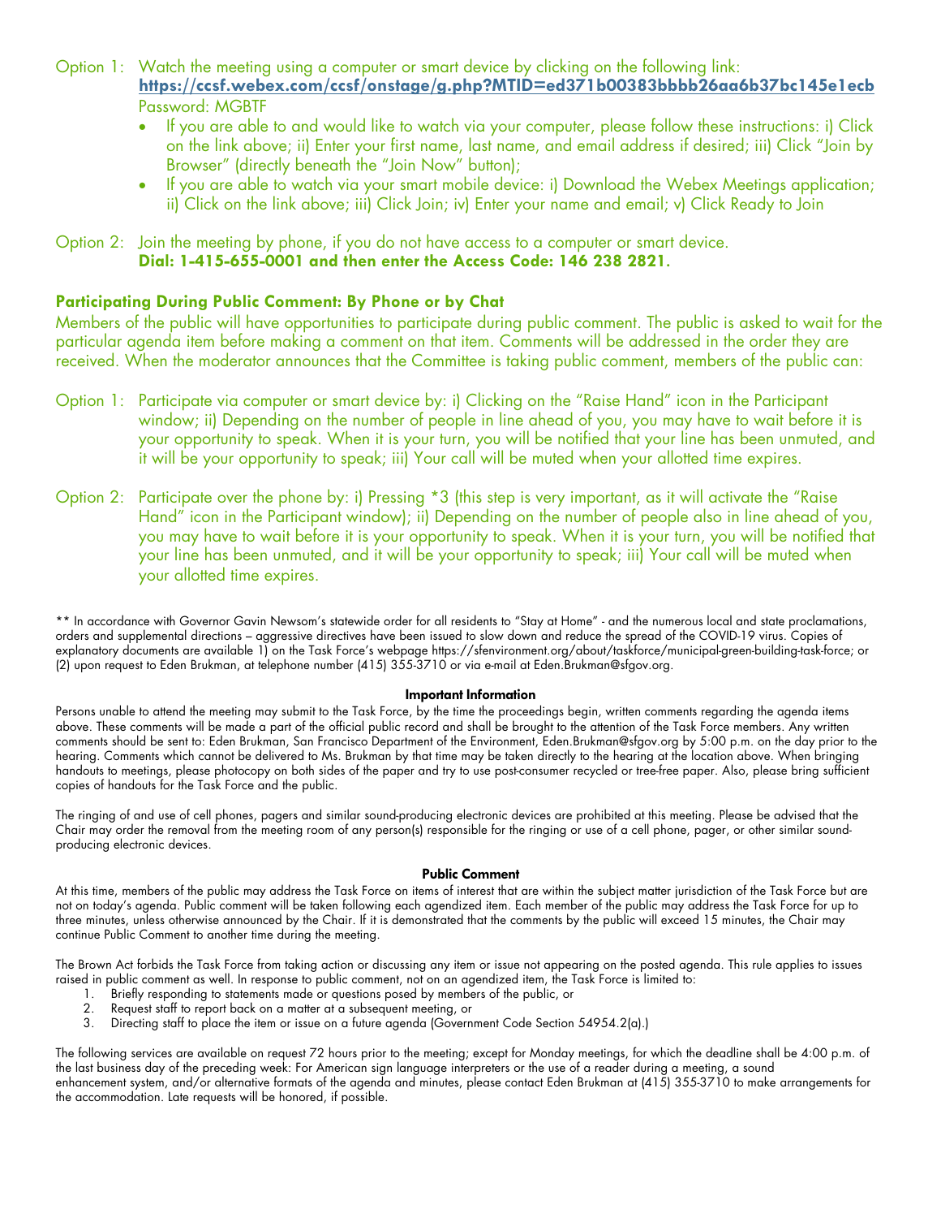Option 1: Watch the meeting using a computer or smart device by clicking on the following link:
**https://ccsf.webex.com/ccsf/onstage/g.php?MTID=ed371b00383bbbb26aa6b37bc145e1ecb**
Password: MGBTF

- If you are able to and would like to watch via your computer, please follow these instructions: i) Click on the link above; ii) Enter your first name, last name, and email address if desired; iii) Click "Join by Browser" (directly beneath the "Join Now" button);
- If you are able to watch via your smart mobile device: i) Download the Webex Meetings application; ii) Click on the link above; iii) Click Join; iv) Enter your name and email; v) Click Ready to Join

Option 2: Join the meeting by phone, if you do not have access to a computer or smart device.
**Dial: 1-415-655-0001 and then enter the Access Code: 146 238 2821.**

### Participating During Public Comment: By Phone or by Chat

Members of the public will have opportunities to participate during public comment. The public is asked to wait for the particular agenda item before making a comment on that item. Comments will be addressed in the order they are received. When the moderator announces that the Committee is taking public comment, members of the public can:

Option 1: Participate via computer or smart device by: i) Clicking on the "Raise Hand" icon in the Participant window; ii) Depending on the number of people in line ahead of you, you may have to wait before it is your opportunity to speak. When it is your turn, you will be notified that your line has been unmuted, and it will be your opportunity to speak; iii) Your call will be muted when your allotted time expires.

Option 2: Participate over the phone by: i) Pressing *3 (this step is very important, as it will activate the "Raise Hand" icon in the Participant window); ii) Depending on the number of people also in line ahead of you, you may have to wait before it is your opportunity to speak. When it is your turn, you will be notified that your line has been unmuted, and it will be your opportunity to speak; iii) Your call will be muted when your allotted time expires.

** In accordance with Governor Gavin Newsom's statewide order for all residents to "Stay at Home" - and the numerous local and state proclamations, orders and supplemental directions – aggressive directives have been issued to slow down and reduce the spread of the COVID-19 virus. Copies of explanatory documents are available 1) on the Task Force's webpage https://sfenvironment.org/about/taskforce/municipal-green-building-task-force; or (2) upon request to Eden Brukman, at telephone number (415) 355-3710 or via e-mail at Eden.Brukman@sfgov.org.

**Important Information**

Persons unable to attend the meeting may submit to the Task Force, by the time the proceedings begin, written comments regarding the agenda items above. These comments will be made a part of the official public record and shall be brought to the attention of the Task Force members. Any written comments should be sent to: Eden Brukman, San Francisco Department of the Environment, Eden.Brukman@sfgov.org by 5:00 p.m. on the day prior to the hearing. Comments which cannot be delivered to Ms. Brukman by that time may be taken directly to the hearing at the location above. When bringing handouts to meetings, please photocopy on both sides of the paper and try to use post-consumer recycled or tree-free paper. Also, please bring sufficient copies of handouts for the Task Force and the public.

The ringing of and use of cell phones, pagers and similar sound-producing electronic devices are prohibited at this meeting. Please be advised that the Chair may order the removal from the meeting room of any person(s) responsible for the ringing or use of a cell phone, pager, or other similar sound-producing electronic devices.

**Public Comment**

At this time, members of the public may address the Task Force on items of interest that are within the subject matter jurisdiction of the Task Force but are not on today's agenda. Public comment will be taken following each agendized item. Each member of the public may address the Task Force for up to three minutes, unless otherwise announced by the Chair. If it is demonstrated that the comments by the public will exceed 15 minutes, the Chair may continue Public Comment to another time during the meeting.

The Brown Act forbids the Task Force from taking action or discussing any item or issue not appearing on the posted agenda. This rule applies to issues raised in public comment as well. In response to public comment, not on an agendized item, the Task Force is limited to:

1. Briefly responding to statements made or questions posed by members of the public, or
2. Request staff to report back on a matter at a subsequent meeting, or
3. Directing staff to place the item or issue on a future agenda (Government Code Section 54954.2(a).)

The following services are available on request 72 hours prior to the meeting; except for Monday meetings, for which the deadline shall be 4:00 p.m. of the last business day of the preceding week: For American sign language interpreters or the use of a reader during a meeting, a sound enhancement system, and/or alternative formats of the agenda and minutes, please contact Eden Brukman at (415) 355-3710 to make arrangements for the accommodation. Late requests will be honored, if possible.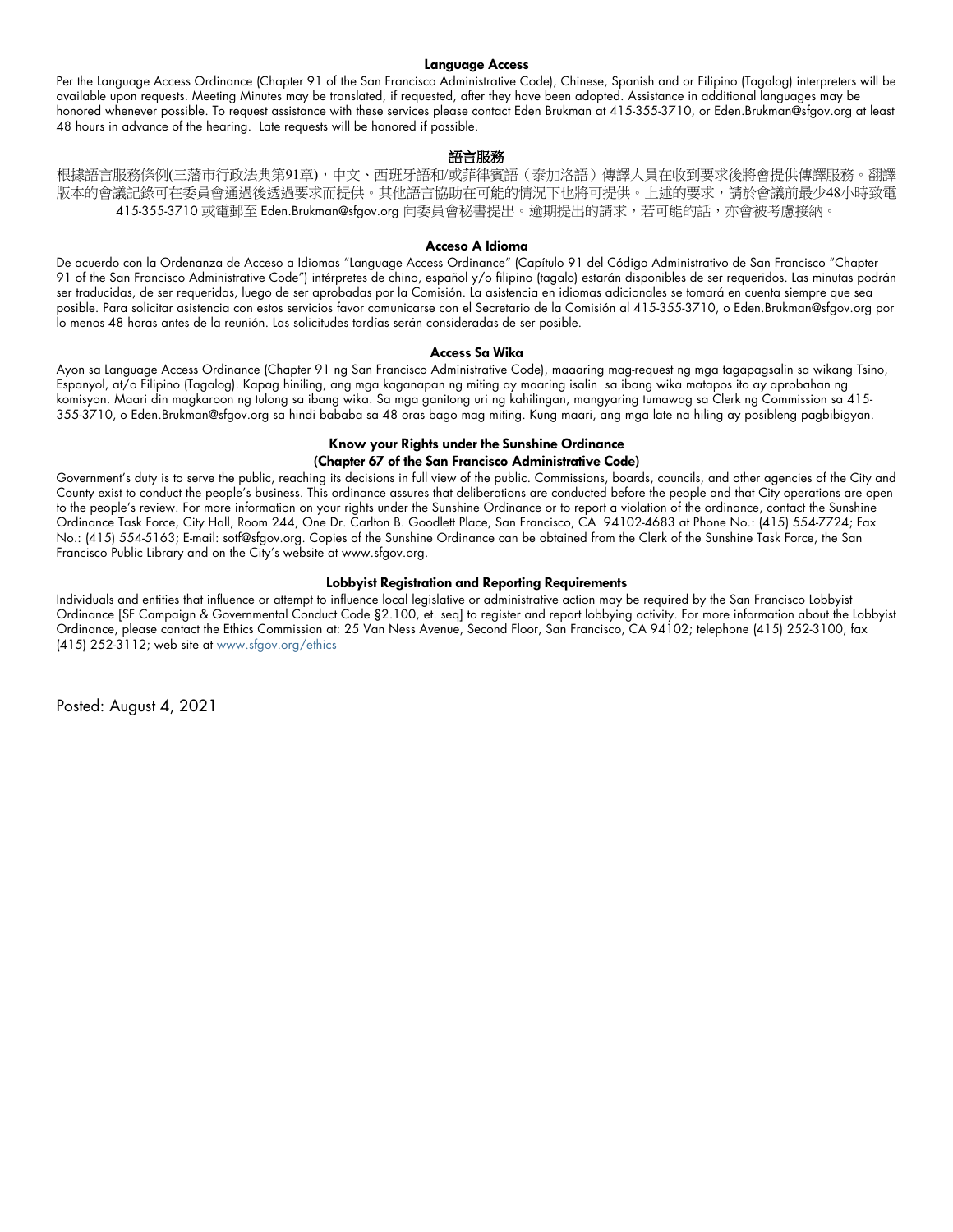### Language Access

Per the Language Access Ordinance (Chapter 91 of the San Francisco Administrative Code), Chinese, Spanish and or Filipino (Tagalog) interpreters will be available upon requests. Meeting Minutes may be translated, if requested, after they have been adopted. Assistance in additional languages may be honored whenever possible. To request assistance with these services please contact Eden Brukman at 415-355-3710, or Eden.Brukman@sfgov.org at least 48 hours in advance of the hearing. Late requests will be honored if possible.

### 語言服務

根據語言服務條例(三藩市行政法典第91章)，中文、西班牙語和/或菲律賓語（泰加洛語）傳譯人員在收到要求後將會提供傳譯服務。翻譯版本的會議記錄可在委員會通過後透過要求而提供。其他語言協助在可能的情況下也將可提供。上述的要求，請於會議前最少48小時致電 415-355-3710 或電郵至 Eden.Brukman@sfgov.org 向委員會秘書提出。逾期提出的請求，若可能的話，亦會被考慮接納。

### Acceso A Idioma

De acuerdo con la Ordenanza de Acceso a Idiomas "Language Access Ordinance" (Capítulo 91 del Código Administrativo de San Francisco "Chapter 91 of the San Francisco Administrative Code") intérpretes de chino, español y/o filipino (tagalo) estarán disponibles de ser requeridos. Las minutas podrán ser traducidas, de ser requeridas, luego de ser aprobadas por la Comisión. La asistencia en idiomas adicionales se tomará en cuenta siempre que sea posible. Para solicitar asistencia con estos servicios favor comunicarse con el Secretario de la Comisión al 415-355-3710, o Eden.Brukman@sfgov.org por lo menos 48 horas antes de la reunión. Las solicitudes tardías serán consideradas de ser posible.

### Access Sa Wika

Ayon sa Language Access Ordinance (Chapter 91 ng San Francisco Administrative Code), maaaring mag-request ng mga tagapagsalin sa wikang Tsino, Espanyol, at/o Filipino (Tagalog). Kapag hiniling, ang mga kaganapan ng miting ay maaring isalin sa ibang wika matapos ito ay aprobahan ng komisyon. Maari din magkaroon ng tulong sa ibang wika. Sa mga ganitong uri ng kahilingan, mangyaring tumawag sa Clerk ng Commission sa 415-355-3710, o Eden.Brukman@sfgov.org sa hindi bababa sa 48 oras bago mag miting. Kung maari, ang mga late na hiling ay posibleng pagbibigyan.

### Know your Rights under the Sunshine Ordinance (Chapter 67 of the San Francisco Administrative Code)

Government's duty is to serve the public, reaching its decisions in full view of the public. Commissions, boards, councils, and other agencies of the City and County exist to conduct the people's business. This ordinance assures that deliberations are conducted before the people and that City operations are open to the people's review. For more information on your rights under the Sunshine Ordinance or to report a violation of the ordinance, contact the Sunshine Ordinance Task Force, City Hall, Room 244, One Dr. Carlton B. Goodlett Place, San Francisco, CA 94102-4683 at Phone No.: (415) 554-7724; Fax No.: (415) 554-5163; E-mail: sotf@sfgov.org. Copies of the Sunshine Ordinance can be obtained from the Clerk of the Sunshine Task Force, the San Francisco Public Library and on the City's website at www.sfgov.org.

### Lobbyist Registration and Reporting Requirements

Individuals and entities that influence or attempt to influence local legislative or administrative action may be required by the San Francisco Lobbyist Ordinance [SF Campaign & Governmental Conduct Code §2.100, et. seq] to register and report lobbying activity. For more information about the Lobbyist Ordinance, please contact the Ethics Commission at: 25 Van Ness Avenue, Second Floor, San Francisco, CA 94102; telephone (415) 252-3100, fax (415) 252-3112; web site at www.sfgov.org/ethics

Posted: August 4, 2021